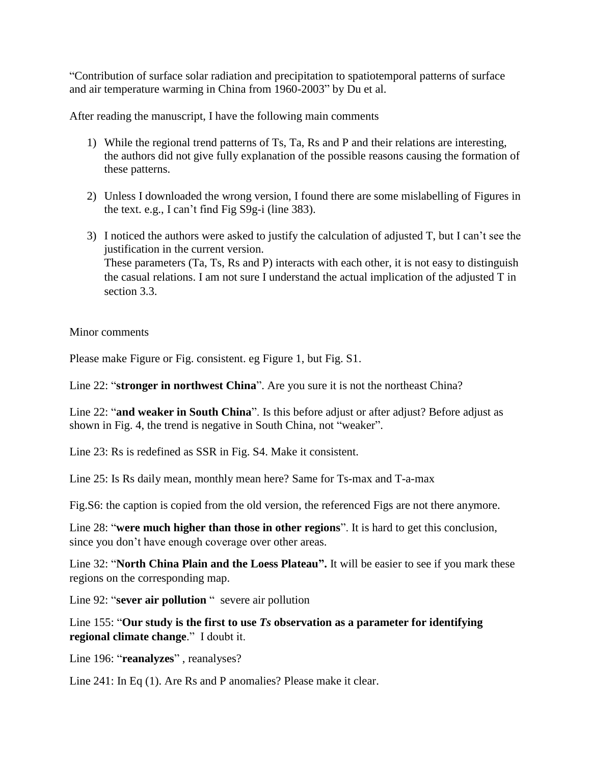"Contribution of surface solar radiation and precipitation to spatiotemporal patterns of surface and air temperature warming in China from 1960-2003" by Du et al.

After reading the manuscript, I have the following main comments

1) While the regional trend patterns of Ts, Ta, Rs and P and their relations are interesting, the authors did not give fully explanation of the possible reasons causing the formation of these patterns.

2) Unless I downloaded the wrong version, I found there are some mislabelling of Figures in the text. e.g., I can't find Fig S9g-i (line 383).

3) I noticed the authors were asked to justify the calculation of adjusted T, but I can't see the justification in the current version.
   These parameters (Ta, Ts, Rs and P) interacts with each other, it is not easy to distinguish the casual relations. I am not sure I understand the actual implication of the adjusted T in section 3.3.

Minor comments

Please make Figure or Fig. consistent. eg Figure 1, but Fig. S1.

Line 22: "**stronger in northwest China**". Are you sure it is not the northeast China?

Line 22: "**and weaker in South China**". Is this before adjust or after adjust? Before adjust as shown in Fig. 4, the trend is negative in South China, not "weaker".

Line 23: Rs is redefined as SSR in Fig. S4. Make it consistent.

Line 25: Is Rs daily mean, monthly mean here? Same for Ts-max and T-a-max

Fig.S6: the caption is copied from the old version, the referenced Figs are not there anymore.

Line 28: "**were much higher than those in other regions**". It is hard to get this conclusion, since you don't have enough coverage over other areas.

Line 32: "**North China Plain and the Loess Plateau".** It will be easier to see if you mark these regions on the corresponding map.

Line 92: "**sever air pollution** " severe air pollution

Line 155: "**Our study is the first to use *Ts* observation as a parameter for identifying regional climate change**." I doubt it.

Line 196: "**reanalyzes**" , reanalyses?

Line 241: In Eq (1). Are Rs and P anomalies? Please make it clear.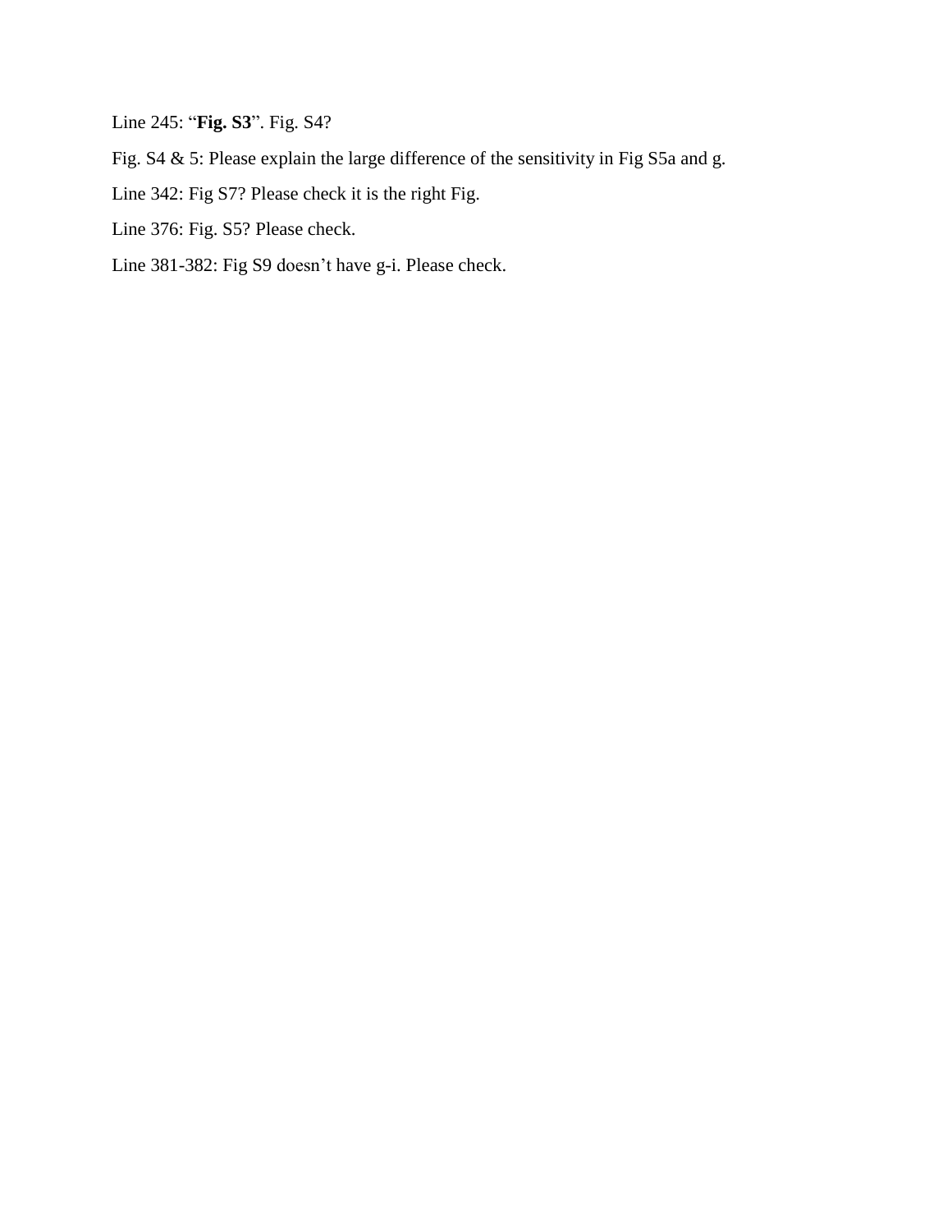Line 245: "**Fig. S3**". Fig. S4?

Fig. S4 & 5: Please explain the large difference of the sensitivity in Fig S5a and g.

Line 342: Fig S7? Please check it is the right Fig.

Line 376: Fig. S5? Please check.

Line 381-382: Fig S9 doesn't have g-i. Please check.